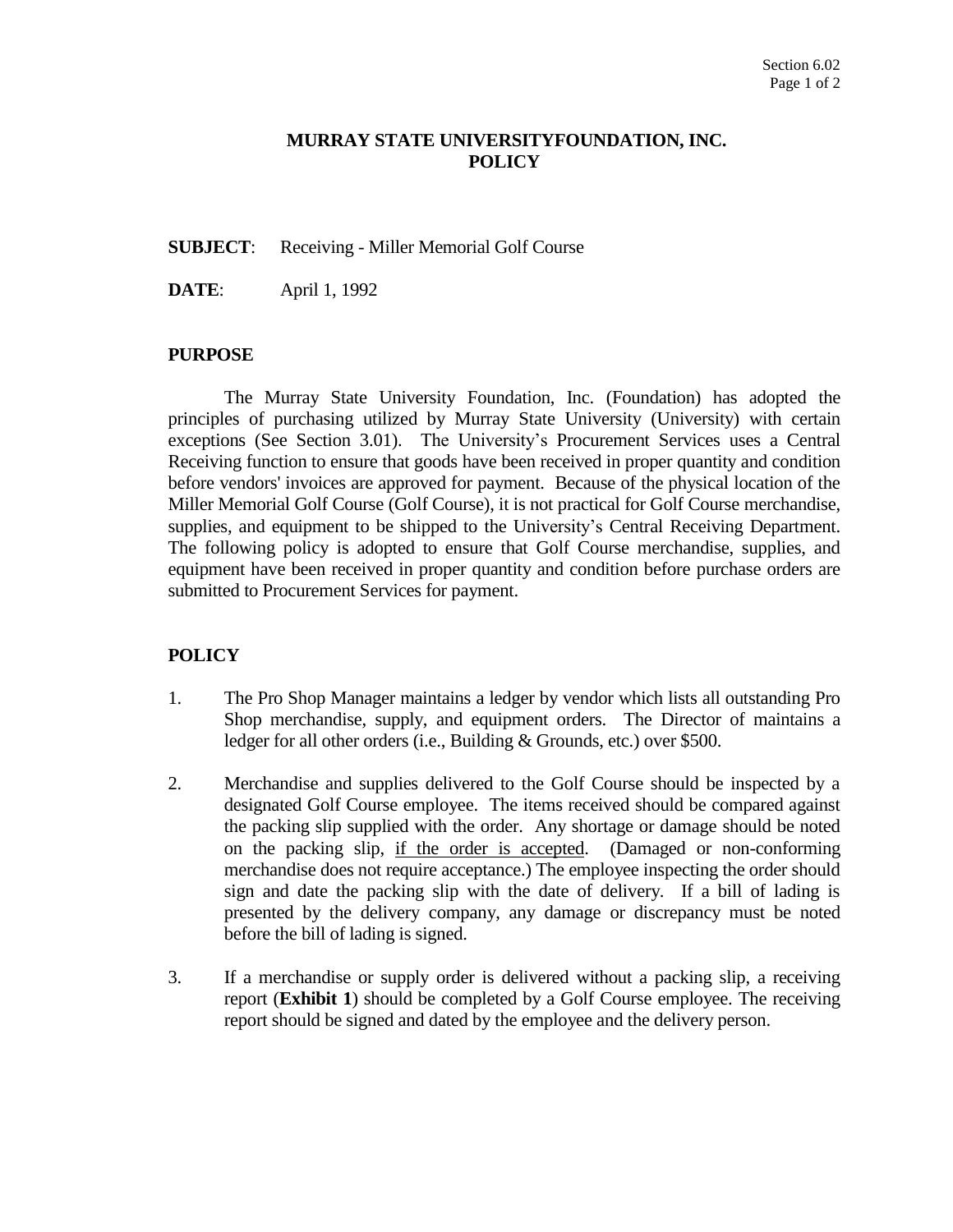# MURRAY STATE UNIVERSITYFOUNDATION, INC.
# POLICY

**SUBJECT**: Receiving - Miller Memorial Golf Course

**DATE**: April 1, 1992

## PURPOSE

The Murray State University Foundation, Inc. (Foundation) has adopted the principles of purchasing utilized by Murray State University (University) with certain exceptions (See Section 3.01). The University's Procurement Services uses a Central Receiving function to ensure that goods have been received in proper quantity and condition before vendors' invoices are approved for payment. Because of the physical location of the Miller Memorial Golf Course (Golf Course), it is not practical for Golf Course merchandise, supplies, and equipment to be shipped to the University's Central Receiving Department. The following policy is adopted to ensure that Golf Course merchandise, supplies, and equipment have been received in proper quantity and condition before purchase orders are submitted to Procurement Services for payment.

## POLICY

1. The Pro Shop Manager maintains a ledger by vendor which lists all outstanding Pro Shop merchandise, supply, and equipment orders. The Director of maintains a ledger for all other orders (i.e., Building & Grounds, etc.) over $500.

2. Merchandise and supplies delivered to the Golf Course should be inspected by a designated Golf Course employee. The items received should be compared against the packing slip supplied with the order. Any shortage or damage should be noted on the packing slip, <u>if the order is accepted</u>. (Damaged or non-conforming merchandise does not require acceptance.) The employee inspecting the order should sign and date the packing slip with the date of delivery. If a bill of lading is presented by the delivery company, any damage or discrepancy must be noted before the bill of lading is signed.

3. If a merchandise or supply order is delivered without a packing slip, a receiving report (**Exhibit 1**) should be completed by a Golf Course employee. The receiving report should be signed and dated by the employee and the delivery person.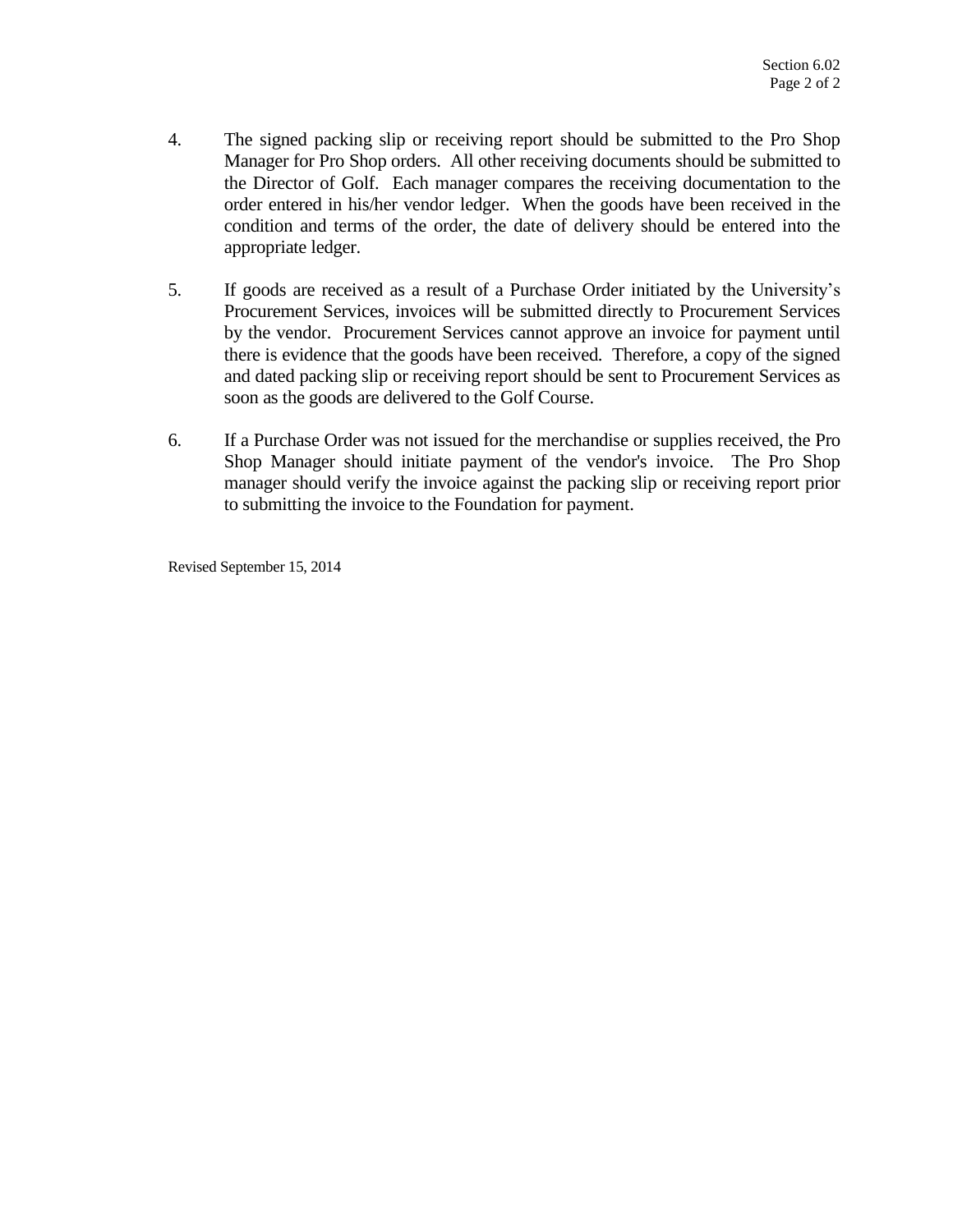4. The signed packing slip or receiving report should be submitted to the Pro Shop Manager for Pro Shop orders. All other receiving documents should be submitted to the Director of Golf. Each manager compares the receiving documentation to the order entered in his/her vendor ledger. When the goods have been received in the condition and terms of the order, the date of delivery should be entered into the appropriate ledger.

5. If goods are received as a result of a Purchase Order initiated by the University's Procurement Services, invoices will be submitted directly to Procurement Services by the vendor. Procurement Services cannot approve an invoice for payment until there is evidence that the goods have been received. Therefore, a copy of the signed and dated packing slip or receiving report should be sent to Procurement Services as soon as the goods are delivered to the Golf Course.

6. If a Purchase Order was not issued for the merchandise or supplies received, the Pro Shop Manager should initiate payment of the vendor's invoice. The Pro Shop manager should verify the invoice against the packing slip or receiving report prior to submitting the invoice to the Foundation for payment.

Revised September 15, 2014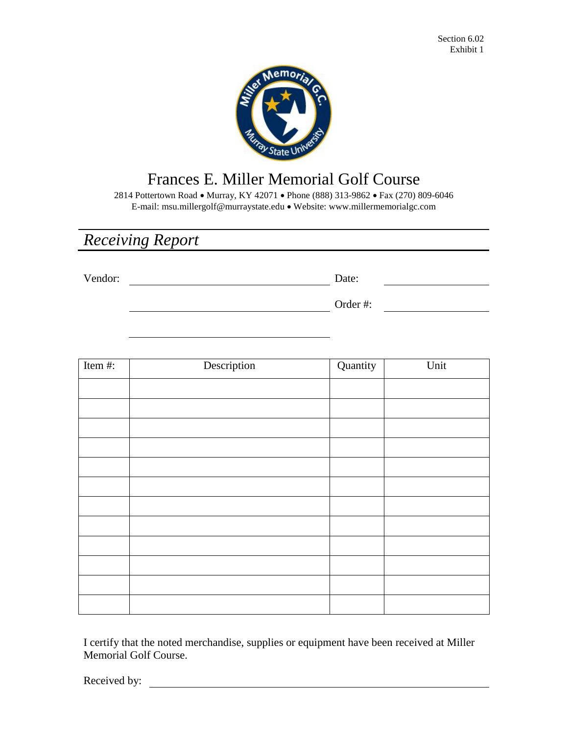Section 6.02
Exhibit 1

# Frances E. Miller Memorial Golf Course

2814 Pottertown Road • Murray, KY 42071 • Phone (888) 313-9862 • Fax (270) 809-6046
E-mail: msu.millergolf@murraystate.edu • Website: www.millermemorialgc.com

## *Receiving Report*

Vendor: ______________________________ Date: ______________

______________________________ Order #: ______________

______________________________

| Item #: | Description | Quantity | Unit |
|---|---|---|---|
| | | | |
| | | | |
| | | | |
| | | | |
| | | | |
| | | | |
| | | | |
| | | | |
| | | | |
| | | | |
| | | | |
| | | | |

I certify that the noted merchandise, supplies or equipment have been received at Miller Memorial Golf Course.

Received by: ______________________________